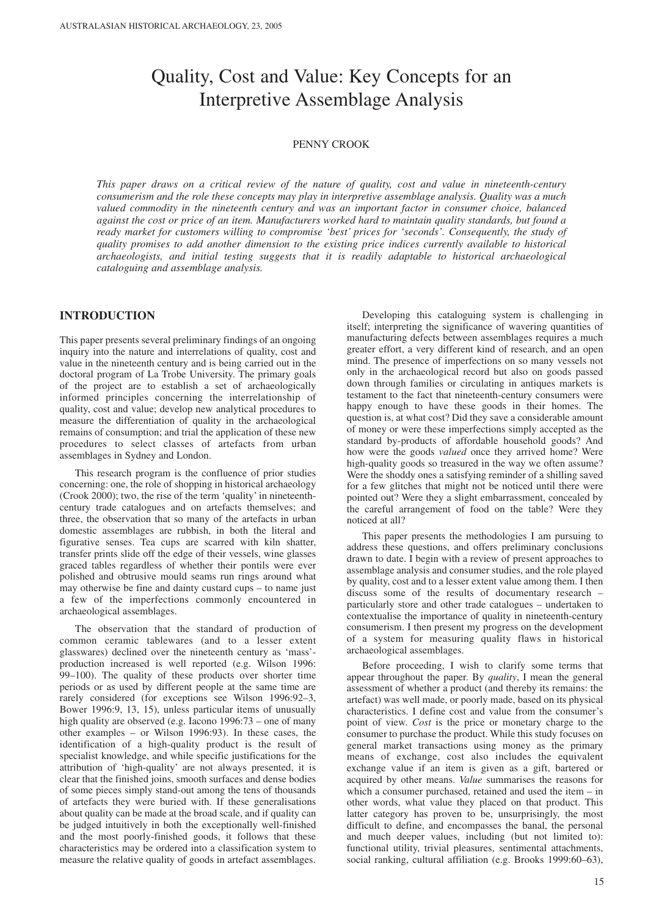# Quality, Cost and Value: Key Concepts for an Interpretive Assemblage Analysis

PENNY CROOK

*This paper draws on a critical review of the nature of quality, cost and value in nineteenth-century consumerism and the role these concepts may play in interpretive assemblage analysis. Quality was a much valued commodity in the nineteenth century and was an important factor in consumer choice, balanced against the cost or price of an item. Manufacturers worked hard to maintain quality standards, but found a ready market for customers willing to compromise 'best' prices for 'seconds'. Consequently, the study of quality promises to add another dimension to the existing price indices currently available to historical archaeologists, and initial testing suggests that it is readily adaptable to historical archaeological cataloguing and assemblage analysis.*

## INTRODUCTION

This paper presents several preliminary findings of an ongoing inquiry into the nature and interrelations of quality, cost and value in the nineteenth century and is being carried out in the doctoral program of La Trobe University. The primary goals of the project are to establish a set of archaeologically informed principles concerning the interrelationship of quality, cost and value; develop new analytical procedures to measure the differentiation of quality in the archaeological remains of consumption; and trial the application of these new procedures to select classes of artefacts from urban assemblages in Sydney and London.

This research program is the confluence of prior studies concerning: one, the role of shopping in historical archaeology (Crook 2000); two, the rise of the term 'quality' in nineteenth-century trade catalogues and on artefacts themselves; and three, the observation that so many of the artefacts in urban domestic assemblages are rubbish, in both the literal and figurative senses. Tea cups are scarred with kiln shatter, transfer prints slide off the edge of their vessels, wine glasses graced tables regardless of whether their pontils were ever polished and obtrusive mould seams run rings around what may otherwise be fine and dainty custard cups – to name just a few of the imperfections commonly encountered in archaeological assemblages.

The observation that the standard of production of common ceramic tablewares (and to a lesser extent glasswares) declined over the nineteenth century as 'mass'-production increased is well reported (e.g. Wilson 1996: 99–100). The quality of these products over shorter time periods or as used by different people at the same time are rarely considered (for exceptions see Wilson 1996:92–3, Bower 1996:9, 13, 15), unless particular items of unusually high quality are observed (e.g. Iacono 1996:73 – one of many other examples – or Wilson 1996:93). In these cases, the identification of a high-quality product is the result of specialist knowledge, and while specific justifications for the attribution of 'high-quality' are not always presented, it is clear that the finished joins, smooth surfaces and dense bodies of some pieces simply stand-out among the tens of thousands of artefacts they were buried with. If these generalisations about quality can be made at the broad scale, and if quality can be judged intuitively in both the exceptionally well-finished and the most poorly-finished goods, it follows that these characteristics may be ordered into a classification system to measure the relative quality of goods in artefact assemblages.

Developing this cataloguing system is challenging in itself; interpreting the significance of wavering quantities of manufacturing defects between assemblages requires a much greater effort, a very different kind of research, and an open mind. The presence of imperfections on so many vessels not only in the archaeological record but also on goods passed down through families or circulating in antiques markets is testament to the fact that nineteenth-century consumers were happy enough to have these goods in their homes. The question is, at what cost? Did they save a considerable amount of money or were these imperfections simply accepted as the standard by-products of affordable household goods? And how were the goods *valued* once they arrived home? Were high-quality goods so treasured in the way we often assume? Were the shoddy ones a satisfying reminder of a shilling saved for a few glitches that might not be noticed until there were pointed out? Were they a slight embarrassment, concealed by the careful arrangement of food on the table? Were they noticed at all?

This paper presents the methodologies I am pursuing to address these questions, and offers preliminary conclusions drawn to date. I begin with a review of present approaches to assemblage analysis and consumer studies, and the role played by quality, cost and to a lesser extent value among them. I then discuss some of the results of documentary research – particularly store and other trade catalogues – undertaken to contextualise the importance of quality in nineteenth-century consumerism. I then present my progress on the development of a system for measuring quality flaws in historical archaeological assemblages.

Before proceeding, I wish to clarify some terms that appear throughout the paper. By *quality*, I mean the general assessment of whether a product (and thereby its remains: the artefact) was well made, or poorly made, based on its physical characteristics. I define cost and value from the consumer's point of view. *Cost* is the price or monetary charge to the consumer to purchase the product. While this study focuses on general market transactions using money as the primary means of exchange, cost also includes the equivalent exchange value if an item is given as a gift, bartered or acquired by other means. *Value* summarises the reasons for which a consumer purchased, retained and used the item – in other words, what value they placed on that product. This latter category has proven to be, unsurprisingly, the most difficult to define, and encompasses the banal, the personal and much deeper values, including (but not limited to): functional utility, trivial pleasures, sentimental attachments, social ranking, cultural affiliation (e.g. Brooks 1999:60–63),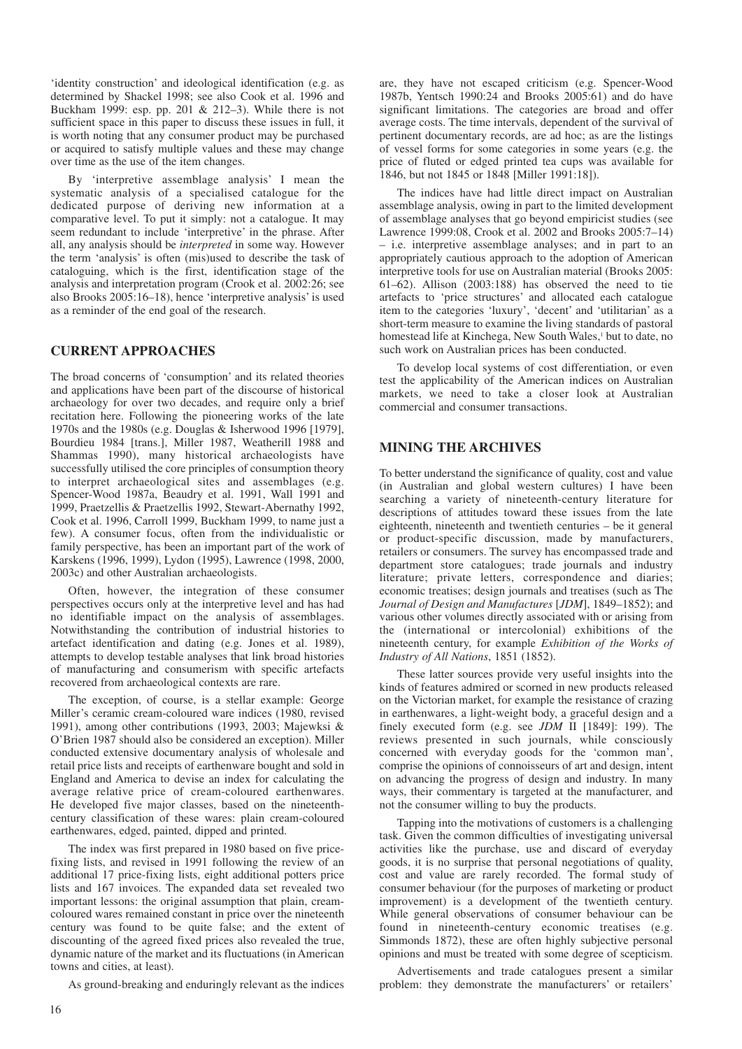'identity construction' and ideological identification (e.g. as determined by Shackel 1998; see also Cook et al. 1996 and Buckham 1999: esp. pp. 201 & 212–3). While there is not sufficient space in this paper to discuss these issues in full, it is worth noting that any consumer product may be purchased or acquired to satisfy multiple values and these may change over time as the use of the item changes.

By 'interpretive assemblage analysis' I mean the systematic analysis of a specialised catalogue for the dedicated purpose of deriving new information at a comparative level. To put it simply: not a catalogue. It may seem redundant to include 'interpretive' in the phrase. After all, any analysis should be *interpreted* in some way. However the term 'analysis' is often (mis)used to describe the task of cataloguing, which is the first, identification stage of the analysis and interpretation program (Crook et al. 2002:26; see also Brooks 2005:16–18), hence 'interpretive analysis' is used as a reminder of the end goal of the research.

## CURRENT APPROACHES

The broad concerns of 'consumption' and its related theories and applications have been part of the discourse of historical archaeology for over two decades, and require only a brief recitation here. Following the pioneering works of the late 1970s and the 1980s (e.g. Douglas & Isherwood 1996 [1979], Bourdieu 1984 [trans.], Miller 1987, Weatherill 1988 and Shammas 1990), many historical archaeologists have successfully utilised the core principles of consumption theory to interpret archaeological sites and assemblages (e.g. Spencer-Wood 1987a, Beaudry et al. 1991, Wall 1991 and 1999, Praetzellis & Praetzellis 1992, Stewart-Abernathy 1992, Cook et al. 1996, Carroll 1999, Buckham 1999, to name just a few). A consumer focus, often from the individualistic or family perspective, has been an important part of the work of Karskens (1996, 1999), Lydon (1995), Lawrence (1998, 2000, 2003c) and other Australian archaeologists.

Often, however, the integration of these consumer perspectives occurs only at the interpretive level and has had no identifiable impact on the analysis of assemblages. Notwithstanding the contribution of industrial histories to artefact identification and dating (e.g. Jones et al. 1989), attempts to develop testable analyses that link broad histories of manufacturing and consumerism with specific artefacts recovered from archaeological contexts are rare.

The exception, of course, is a stellar example: George Miller's ceramic cream-coloured ware indices (1980, revised 1991), among other contributions (1993, 2003; Majewksi & O'Brien 1987 should also be considered an exception). Miller conducted extensive documentary analysis of wholesale and retail price lists and receipts of earthenware bought and sold in England and America to devise an index for calculating the average relative price of cream-coloured earthenwares. He developed five major classes, based on the nineteenth-century classification of these wares: plain cream-coloured earthenwares, edged, painted, dipped and printed.

The index was first prepared in 1980 based on five price-fixing lists, and revised in 1991 following the review of an additional 17 price-fixing lists, eight additional potters price lists and 167 invoices. The expanded data set revealed two important lessons: the original assumption that plain, cream-coloured wares remained constant in price over the nineteenth century was found to be quite false; and the extent of discounting of the agreed fixed prices also revealed the true, dynamic nature of the market and its fluctuations (in American towns and cities, at least).

As ground-breaking and enduringly relevant as the indices are, they have not escaped criticism (e.g. Spencer-Wood 1987b, Yentsch 1990:24 and Brooks 2005:61) and do have significant limitations. The categories are broad and offer average costs. The time intervals, dependent of the survival of pertinent documentary records, are ad hoc; as are the listings of vessel forms for some categories in some years (e.g. the price of fluted or edged printed tea cups was available for 1846, but not 1845 or 1848 [Miller 1991:18]).

The indices have had little direct impact on Australian assemblage analysis, owing in part to the limited development of assemblage analyses that go beyond empiricist studies (see Lawrence 1999:08, Crook et al. 2002 and Brooks 2005:7–14) – i.e. interpretive assemblage analyses; and in part to an appropriately cautious approach to the adoption of American interpretive tools for use on Australian material (Brooks 2005: 61–62). Allison (2003:188) has observed the need to tie artefacts to 'price structures' and allocated each catalogue item to the categories 'luxury', 'decent' and 'utilitarian' as a short-term measure to examine the living standards of pastoral homestead life at Kinchega, New South Wales,[i] but to date, no such work on Australian prices has been conducted.

To develop local systems of cost differentiation, or even test the applicability of the American indices on Australian markets, we need to take a closer look at Australian commercial and consumer transactions.

## MINING THE ARCHIVES

To better understand the significance of quality, cost and value (in Australian and global western cultures) I have been searching a variety of nineteenth-century literature for descriptions of attitudes toward these issues from the late eighteenth, nineteenth and twentieth centuries – be it general or product-specific discussion, made by manufacturers, retailers or consumers. The survey has encompassed trade and department store catalogues; trade journals and industry literature; private letters, correspondence and diaries; economic treatises; design journals and treatises (such as The *Journal of Design and Manufactures* [*JDM*], 1849–1852); and various other volumes directly associated with or arising from the (international or intercolonial) exhibitions of the nineteenth century, for example *Exhibition of the Works of Industry of All Nations*, 1851 (1852).

These latter sources provide very useful insights into the kinds of features admired or scorned in new products released on the Victorian market, for example the resistance of crazing in earthenwares, a light-weight body, a graceful design and a finely executed form (e.g. see *JDM* II [1849]: 199). The reviews presented in such journals, while consciously concerned with everyday goods for the 'common man', comprise the opinions of connoisseurs of art and design, intent on advancing the progress of design and industry. In many ways, their commentary is targeted at the manufacturer, and not the consumer willing to buy the products.

Tapping into the motivations of customers is a challenging task. Given the common difficulties of investigating universal activities like the purchase, use and discard of everyday goods, it is no surprise that personal negotiations of quality, cost and value are rarely recorded. The formal study of consumer behaviour (for the purposes of marketing or product improvement) is a development of the twentieth century. While general observations of consumer behaviour can be found in nineteenth-century economic treatises (e.g. Simmonds 1872), these are often highly subjective personal opinions and must be treated with some degree of scepticism.

Advertisements and trade catalogues present a similar problem: they demonstrate the manufacturers' or retailers'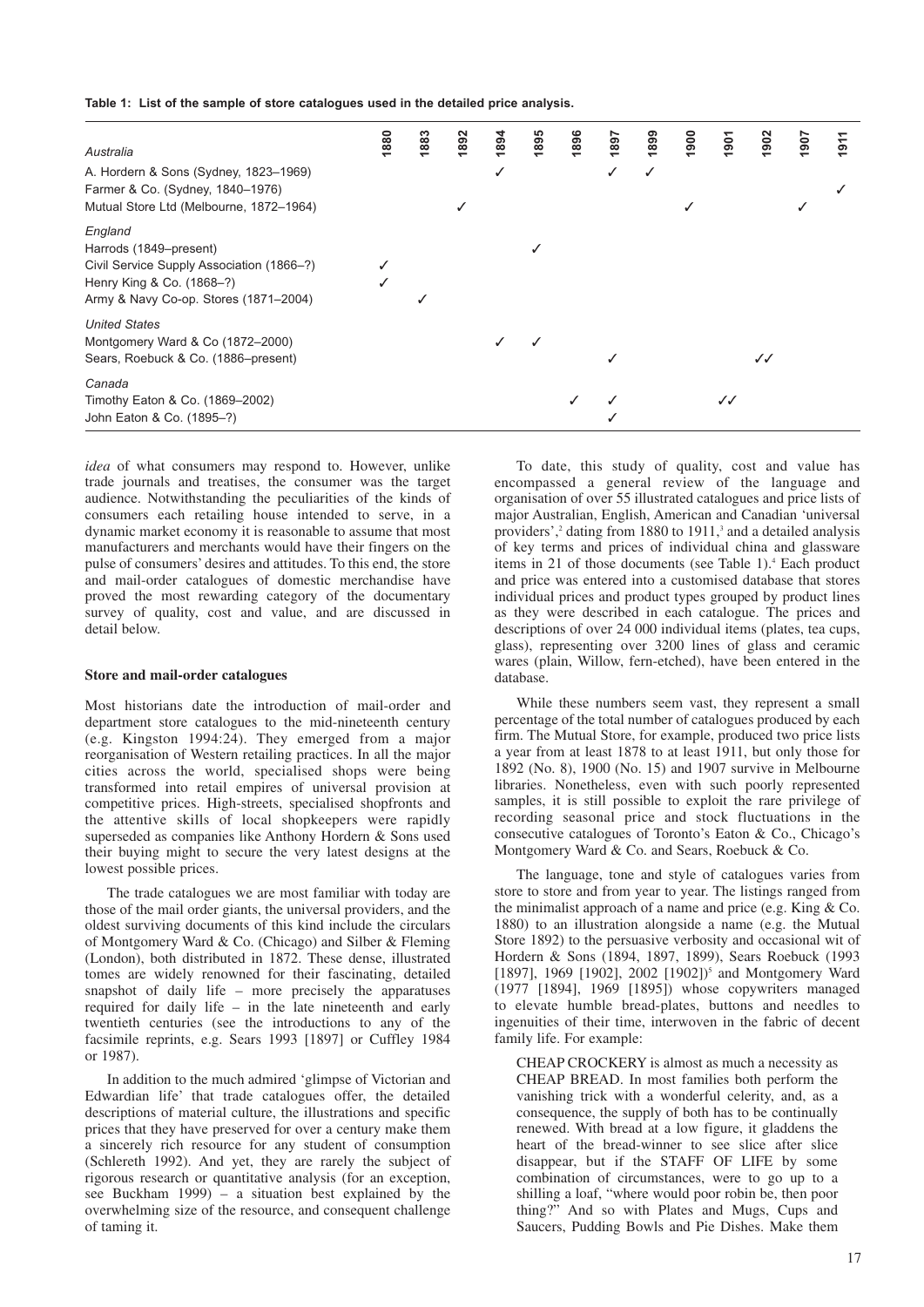**Table 1: List of the sample of store catalogues used in the detailed price analysis.**

| | 1880 | 1883 | 1892 | 1894 | 1895 | 1896 | 1897 | 1899 | 1900 | 1901 | 1902 | 1907 | 1911 |
|---|---|---|---|---|---|---|---|---|---|---|---|---|---|
| *Australia* | | | | | | | | | | | | | |
| A. Hordern & Sons (Sydney, 1823–1969) | | | | ✓ | | | ✓ | ✓ | | | | | |
| Farmer & Co. (Sydney, 1840–1976) | | | | | | | | | | | | | ✓ |
| Mutual Store Ltd (Melbourne, 1872–1964) | | | ✓ | | | | | | ✓ | | | ✓ | |
| *England* | | | | | | | | | | | | | |
| Harrods (1849–present) | | | | | ✓ | | | | | | | | |
| Civil Service Supply Association (1866–?) | ✓ | | | | | | | | | | | | |
| Henry King & Co. (1868–?) | ✓ | | | | | | | | | | | | |
| Army & Navy Co-op. Stores (1871–2004) | | ✓ | | | | | | | | | | | |
| *United States* | | | | | | | | | | | | | |
| Montgomery Ward & Co (1872–2000) | | | | ✓ | ✓ | | | | | | | | |
| Sears, Roebuck & Co. (1886–present) | | | | | | | ✓ | | | | ✓✓ | | |
| *Canada* | | | | | | | | | | | | | |
| Timothy Eaton & Co. (1869–2002) | | | | | | ✓ | ✓ | | | ✓✓ | | | |
| John Eaton & Co. (1895–?) | | | | | | | ✓ | | | | | | |

*idea* of what consumers may respond to. However, unlike trade journals and treatises, the consumer was the target audience. Notwithstanding the peculiarities of the kinds of consumers each retailing house intended to serve, in a dynamic market economy it is reasonable to assume that most manufacturers and merchants would have their fingers on the pulse of consumers' desires and attitudes. To this end, the store and mail-order catalogues of domestic merchandise have proved the most rewarding category of the documentary survey of quality, cost and value, and are discussed in detail below.

### Store and mail-order catalogues

Most historians date the introduction of mail-order and department store catalogues to the mid-nineteenth century (e.g. Kingston 1994:24). They emerged from a major reorganisation of Western retailing practices. In all the major cities across the world, specialised shops were being transformed into retail empires of universal provision at competitive prices. High-streets, specialised shopfronts and the attentive skills of local shopkeepers were rapidly superseded as companies like Anthony Hordern & Sons used their buying might to secure the very latest designs at the lowest possible prices.

The trade catalogues we are most familiar with today are those of the mail order giants, the universal providers, and the oldest surviving documents of this kind include the circulars of Montgomery Ward & Co. (Chicago) and Silber & Fleming (London), both distributed in 1872. These dense, illustrated tomes are widely renowned for their fascinating, detailed snapshot of daily life – more precisely the apparatuses required for daily life – in the late nineteenth and early twentieth centuries (see the introductions to any of the facsimile reprints, e.g. Sears 1993 [1897] or Cuffley 1984 or 1987).

In addition to the much admired 'glimpse of Victorian and Edwardian life' that trade catalogues offer, the detailed descriptions of material culture, the illustrations and specific prices that they have preserved for over a century make them a sincerely rich resource for any student of consumption (Schlereth 1992). And yet, they are rarely the subject of rigorous research or quantitative analysis (for an exception, see Buckham 1999) – a situation best explained by the overwhelming size of the resource, and consequent challenge of taming it.

To date, this study of quality, cost and value has encompassed a general review of the language and organisation of over 55 illustrated catalogues and price lists of major Australian, English, American and Canadian 'universal providers',[2] dating from 1880 to 1911,[3] and a detailed analysis of key terms and prices of individual china and glassware items in 21 of those documents (see Table 1).[4] Each product and price was entered into a customised database that stores individual prices and product types grouped by product lines as they were described in each catalogue. The prices and descriptions of over 24 000 individual items (plates, tea cups, glass), representing over 3200 lines of glass and ceramic wares (plain, Willow, fern-etched), have been entered in the database.

While these numbers seem vast, they represent a small percentage of the total number of catalogues produced by each firm. The Mutual Store, for example, produced two price lists a year from at least 1878 to at least 1911, but only those for 1892 (No. 8), 1900 (No. 15) and 1907 survive in Melbourne libraries. Nonetheless, even with such poorly represented samples, it is still possible to exploit the rare privilege of recording seasonal price and stock fluctuations in the consecutive catalogues of Toronto's Eaton & Co., Chicago's Montgomery Ward & Co. and Sears, Roebuck & Co.

The language, tone and style of catalogues varies from store to store and from year to year. The listings ranged from the minimalist approach of a name and price (e.g. King & Co. 1880) to an illustration alongside a name (e.g. the Mutual Store 1892) to the persuasive verbosity and occasional wit of Hordern & Sons (1894, 1897, 1899), Sears Roebuck (1993 [1897], 1969 [1902], 2002 [1902])[5] and Montgomery Ward (1977 [1894], 1969 [1895]) whose copywriters managed to elevate humble bread-plates, buttons and needles to ingenuities of their time, interwoven in the fabric of decent family life. For example:

> CHEAP CROCKERY is almost as much a necessity as CHEAP BREAD. In most families both perform the vanishing trick with a wonderful celerity, and, as a consequence, the supply of both has to be continually renewed. With bread at a low figure, it gladdens the heart of the bread-winner to see slice after slice disappear, but if the STAFF OF LIFE by some combination of circumstances, were to go up to a shilling a loaf, "where would poor robin be, then poor thing?" And so with Plates and Mugs, Cups and Saucers, Pudding Bowls and Pie Dishes. Make them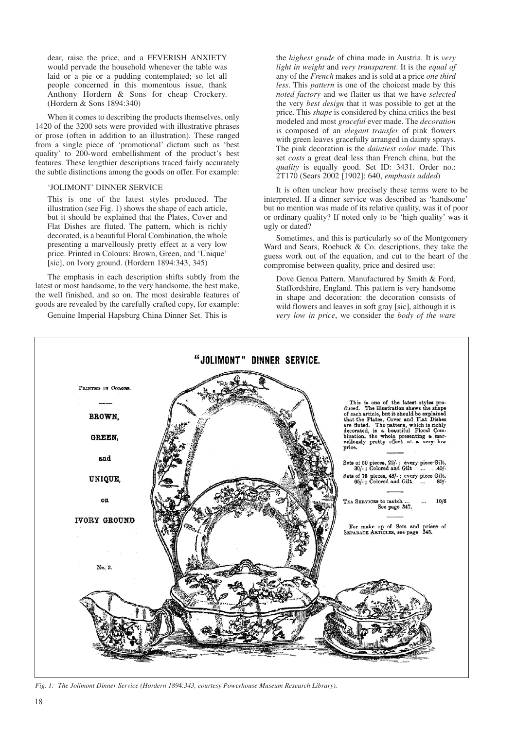dear, raise the price, and a FEVERISH ANXIETY would pervade the household whenever the table was laid or a pie or a pudding contemplated; so let all people concerned in this momentous issue, thank Anthony Hordern & Sons for cheap Crockery. (Hordern & Sons 1894:340)

When it comes to describing the products themselves, only 1420 of the 3200 sets were provided with illustrative phrases or prose (often in addition to an illustration). These ranged from a single piece of 'promotional' dictum such as 'best quality' to 200-word embellishment of the product's best features. These lengthier descriptions traced fairly accurately the subtle distinctions among the goods on offer. For example:

> 'JOLIMONT' DINNER SERVICE
>
> This is one of the latest styles produced. The illustration (see Fig. 1) shows the shape of each article, but it should be explained that the Plates, Cover and Flat Dishes are fluted. The pattern, which is richly decorated, is a beautiful Floral Combination, the whole presenting a marvellously pretty effect at a very low price. Printed in Colours: Brown, Green, and 'Unique' [sic], on Ivory ground. (Hordern 1894:343, 345)

The emphasis in each description shifts subtly from the latest or most handsome, to the very handsome, the best make, the well finished, and so on. The most desirable features of goods are revealed by the carefully crafted copy, for example:

> Genuine Imperial Hapsburg China Dinner Set. This is the *highest grade* of china made in Austria. It is *very light in weight* and *very transparent*. It is the *equal of* any of the *French* makes and is sold at a price *one third less*. This *pattern* is one of the choicest made by this *noted factory* and we flatter us that we have *selected* the very *best design* that it was possible to get at the price. This *shape* is considered by china critics the best modeled and most *graceful* ever made. The *decoration* is composed of an *elegant transfer* of pink flowers with green leaves gracefully arranged in dainty sprays. The pink decoration is the *daintiest color* made. This set *costs* a great deal less than French china, but the *quality* is equally good. Set ID: 3431. Order no.: 2T170 (Sears 2002 [1902]: 640, *emphasis added*)

It is often unclear how precisely these terms were to be interpreted. If a dinner service was described as 'handsome' but no mention was made of its relative quality, was it of poor or ordinary quality? If noted only to be 'high quality' was it ugly or dated?

Sometimes, and this is particularly so of the Montgomery Ward and Sears, Roebuck & Co. descriptions, they take the guess work out of the equation, and cut to the heart of the compromise between quality, price and desired use:

> Dove Genoa Pattern. Manufactured by Smith & Ford, Staffordshire, England. This pattern is very handsome in shape and decoration: the decoration consists of wild flowers and leaves in soft gray [sic], although it is *very low in price*, we consider the *body of the ware*

*Fig. 1: The Jolimont Dinner Service (Hordern 1894:343, courtesy Powerhouse Museum Research Library).*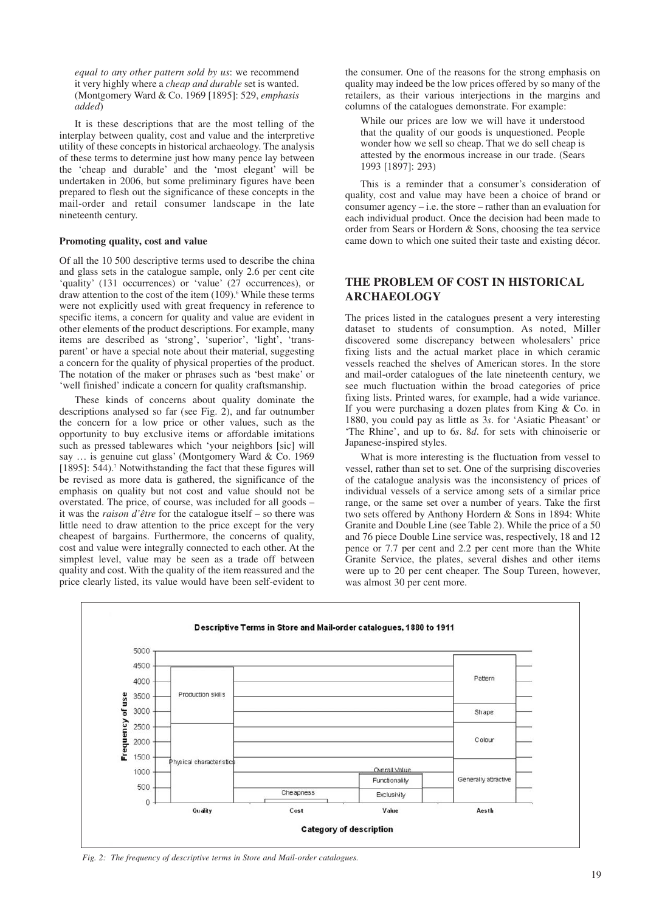*equal to any other pattern sold by us*: we recommend it very highly where a *cheap and durable* set is wanted. (Montgomery Ward & Co. 1969 [1895]: 529, *emphasis added*)

It is these descriptions that are the most telling of the interplay between quality, cost and value and the interpretive utility of these concepts in historical archaeology. The analysis of these terms to determine just how many pence lay between the 'cheap and durable' and the 'most elegant' will be undertaken in 2006, but some preliminary figures have been prepared to flesh out the significance of these concepts in the mail-order and retail consumer landscape in the late nineteenth century.

### Promoting quality, cost and value

Of all the 10 500 descriptive terms used to describe the china and glass sets in the catalogue sample, only 2.6 per cent cite 'quality' (131 occurrences) or 'value' (27 occurrences), or draw attention to the cost of the item (109).[6] While these terms were not explicitly used with great frequency in reference to specific items, a concern for quality and value are evident in other elements of the product descriptions. For example, many items are described as 'strong', 'superior', 'light', 'transparent' or have a special note about their material, suggesting a concern for the quality of physical properties of the product. The notation of the maker or phrases such as 'best make' or 'well finished' indicate a concern for quality craftsmanship.

These kinds of concerns about quality dominate the descriptions analysed so far (see Fig. 2), and far outnumber the concern for a low price or other values, such as the opportunity to buy exclusive items or affordable imitations such as pressed tablewares which 'your neighbors [sic] will say … is genuine cut glass' (Montgomery Ward & Co. 1969 [1895]: 544).[7] Notwithstanding the fact that these figures will be revised as more data is gathered, the significance of the emphasis on quality but not cost and value should not be overstated. The price, of course, was included for all goods – it was the *raison d'être* for the catalogue itself – so there was little need to draw attention to the price except for the very cheapest of bargains. Furthermore, the concerns of quality, cost and value were integrally connected to each other. At the simplest level, value may be seen as a trade off between quality and cost. With the quality of the item reassured and the price clearly listed, its value would have been self-evident to the consumer. One of the reasons for the strong emphasis on quality may indeed be the low prices offered by so many of the retailers, as their various interjections in the margins and columns of the catalogues demonstrate. For example:

> While our prices are low we will have it understood that the quality of our goods is unquestioned. People wonder how we sell so cheap. That we do sell cheap is attested by the enormous increase in our trade. (Sears 1993 [1897]: 293)

This is a reminder that a consumer's consideration of quality, cost and value may have been a choice of brand or consumer agency – i.e. the store – rather than an evaluation for each individual product. Once the decision had been made to order from Sears or Hordern & Sons, choosing the tea service came down to which one suited their taste and existing décor.

## THE PROBLEM OF COST IN HISTORICAL ARCHAEOLOGY

The prices listed in the catalogues present a very interesting dataset to students of consumption. As noted, Miller discovered some discrepancy between wholesalers' price fixing lists and the actual market place in which ceramic vessels reached the shelves of American stores. In the store and mail-order catalogues of the late nineteenth century, we see much fluctuation within the broad categories of price fixing lists. Printed wares, for example, had a wide variance. If you were purchasing a dozen plates from King & Co. in 1880, you could pay as little as 3*s*. for 'Asiatic Pheasant' or 'The Rhine', and up to 6*s*. 8*d*. for sets with chinoiserie or Japanese-inspired styles.

What is more interesting is the fluctuation from vessel to vessel, rather than set to set. One of the surprising discoveries of the catalogue analysis was the inconsistency of prices of individual vessels of a service among sets of a similar price range, or the same set over a number of years. Take the first two sets offered by Anthony Hordern & Sons in 1894: White Granite and Double Line (see Table 2). While the price of a 50 and 76 piece Double Line service was, respectively, 18 and 12 pence or 7.7 per cent and 2.2 per cent more than the White Granite Service, the plates, several dishes and other items were up to 20 per cent cheaper. The Soup Tureen, however, was almost 30 per cent more.

Fig. 2: The frequency of descriptive terms in Store and Mail-order catalogues.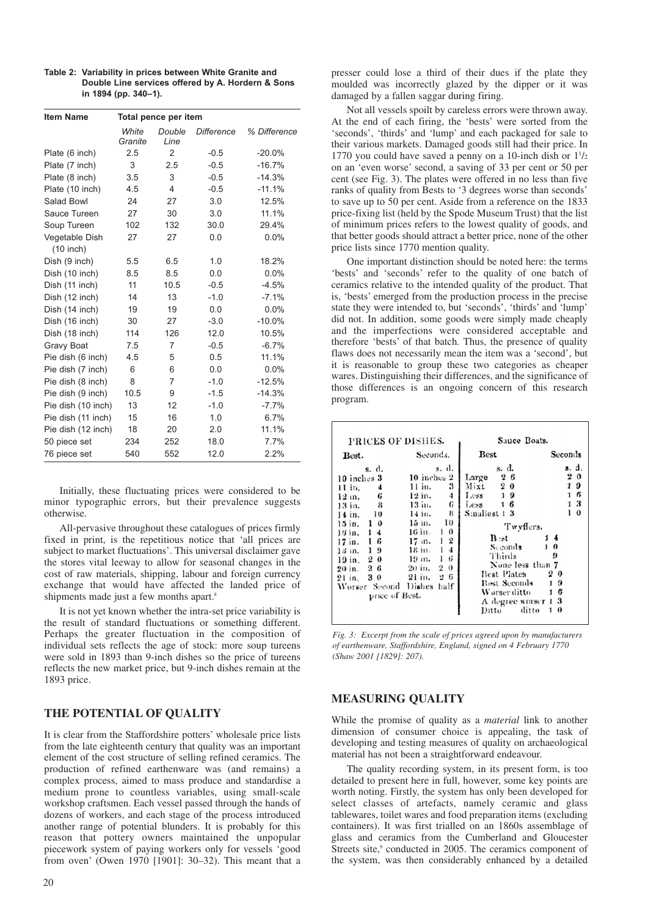**Table 2: Variability in prices between White Granite and Double Line services offered by A. Hordern & Sons in 1894 (pp. 340–1).**

| Item Name | Total pence per item | | | |
|---|---|---|---|---|
| | *White Granite* | *Double Line* | *Difference* | *% Difference* |
| Plate (6 inch) | 2.5 | 2 | -0.5 | -20.0% |
| Plate (7 inch) | 3 | 2.5 | -0.5 | -16.7% |
| Plate (8 inch) | 3.5 | 3 | -0.5 | -14.3% |
| Plate (10 inch) | 4.5 | 4 | -0.5 | -11.1% |
| Salad Bowl | 24 | 27 | 3.0 | 12.5% |
| Sauce Tureen | 27 | 30 | 3.0 | 11.1% |
| Soup Tureen | 102 | 132 | 30.0 | 29.4% |
| Vegetable Dish (10 inch) | 27 | 27 | 0.0 | 0.0% |
| Dish (9 inch) | 5.5 | 6.5 | 1.0 | 18.2% |
| Dish (10 inch) | 8.5 | 8.5 | 0.0 | 0.0% |
| Dish (11 inch) | 11 | 10.5 | -0.5 | -4.5% |
| Dish (12 inch) | 14 | 13 | -1.0 | -7.1% |
| Dish (14 inch) | 19 | 19 | 0.0 | 0.0% |
| Dish (16 inch) | 30 | 27 | -3.0 | -10.0% |
| Dish (18 inch) | 114 | 126 | 12.0 | 10.5% |
| Gravy Boat | 7.5 | 7 | -0.5 | -6.7% |
| Pie dish (6 inch) | 4.5 | 5 | 0.5 | 11.1% |
| Pie dish (7 inch) | 6 | 6 | 0.0 | 0.0% |
| Pie dish (8 inch) | 8 | 7 | -1.0 | -12.5% |
| Pie dish (9 inch) | 10.5 | 9 | -1.5 | -14.3% |
| Pie dish (10 inch) | 13 | 12 | -1.0 | -7.7% |
| Pie dish (11 inch) | 15 | 16 | 1.0 | 6.7% |
| Pie dish (12 inch) | 18 | 20 | 2.0 | 11.1% |
| 50 piece set | 234 | 252 | 18.0 | 7.7% |
| 76 piece set | 540 | 552 | 12.0 | 2.2% |

Initially, these fluctuating prices were considered to be minor typographic errors, but their prevalence suggests otherwise.

All-pervasive throughout these catalogues of prices firmly fixed in print, is the repetitious notice that 'all prices are subject to market fluctuations'. This universal disclaimer gave the stores vital leeway to allow for seasonal changes in the cost of raw materials, shipping, labour and foreign currency exchange that would have affected the landed price of shipments made just a few months apart.[8]

It is not yet known whether the intra-set price variability is the result of standard fluctuations or something different. Perhaps the greater fluctuation in the composition of individual sets reflects the age of stock: more soup tureens were sold in 1893 than 9-inch dishes so the price of tureens reflects the new market price, but 9-inch dishes remain at the 1893 price.

## THE POTENTIAL OF QUALITY

It is clear from the Staffordshire potters' wholesale price lists from the late eighteenth century that quality was an important element of the cost structure of selling refined ceramics. The production of refined earthenware was (and remains) a complex process, aimed to mass produce and standardise a medium prone to countless variables, using small-scale workshop craftsmen. Each vessel passed through the hands of dozens of workers, and each stage of the process introduced another range of potential blunders. It is probably for this reason that pottery owners maintained the unpopular piecework system of paying workers only for vessels 'good from oven' (Owen 1970 [1901]: 30–32). This meant that a presser could lose a third of their dues if the plate they moulded was incorrectly glazed by the dipper or it was damaged by a fallen saggar during firing.

Not all vessels spoilt by careless errors were thrown away. At the end of each firing, the 'bests' were sorted from the 'seconds', 'thirds' and 'lump' and each packaged for sale to their various markets. Damaged goods still had their price. In 1770 you could have saved a penny on a 10-inch dish or 1½ on an 'even worse' second, a saving of 33 per cent or 50 per cent (see Fig. 3). The plates were offered in no less than five ranks of quality from Bests to '3 degrees worse than seconds' to save up to 50 per cent. Aside from a reference on the 1833 price-fixing list (held by the Spode Museum Trust) that the list of minimum prices refers to the lowest quality of goods, and that better goods should attract a better price, none of the other price lists since 1770 mention quality.

One important distinction should be noted here: the terms 'bests' and 'seconds' refer to the quality of one batch of ceramics relative to the intended quality of the product. That is, 'bests' emerged from the production process in the precise state they were intended to, but 'seconds', 'thirds' and 'lump' did not. In addition, some goods were simply made cheaply and the imperfections were considered acceptable and therefore 'bests' of that batch. Thus, the presence of quality flaws does not necessarily mean the item was a 'second', but it is reasonable to group these two categories as cheaper wares. Distinguishing their differences, and the significance of those differences is an ongoing concern of this research program.

PRICES OF DISHES.

| Best. | s. d. | Seconds. | s. d. |
|---|---|---|---|
| 10 inches | 3 | 10 inches | 2 |
| 11 in. | 4 | 11 in. | 3 |
| 12 in. | 6 | 12 in. | 4 |
| 13 in. | 8 | 13 in. | 6 |
| 14 in. | 10 | 14 in. | 8 |
| 15 in. | 1 0 | 15 in. | 10 |
| 16 in. | 1 4 | 16 in. | 1 0 |
| 17 in. | 1 6 | 17 in. | 1 2 |
| 18 in. | 1 9 | 18 in. | 1 4 |
| 19 in. | 2 0 | 19 in. | 1 6 |
| 20 in. | 2 6 | 20 in. | 2 0 |
| 21 in. | 3 0 | 21 in. | 2 6 |

Worser Second Dishes half price of Best.

Sauce Boats.

| | Best s. d. | Seconds s. d. |
|---|---|---|
| Large | 2 6 | 2 0 |
| Mixt | 2 0 | 1 9 |
| Less | 1 9 | 1 6 |
| Less | 1 6 | 1 3 |
| Smallest | 1 3 | 1 0 |

Twyflers.

| | |
|---|---|
| Best | 1 4 |
| Seconds | 1 0 |
| Thirds | 9 |
| None less than 7 | |
| Best Plates | 2 0 |
| Best Seconds | 1 9 |
| Worser ditto | 1 6 |
| A degree worser | 1 3 |
| Ditto ditto | 1 0 |

*Fig. 3: Excerpt from the scale of prices agreed upon by manufacturers of earthenware, Staffordshire, England, signed on 4 February 1770 (Shaw 2001 [1829]: 207).*

## MEASURING QUALITY

While the promise of quality as a *material* link to another dimension of consumer choice is appealing, the task of developing and testing measures of quality on archaeological material has not been a straightforward endeavour.

The quality recording system, in its present form, is too detailed to present here in full, however, some key points are worth noting. Firstly, the system has only been developed for select classes of artefacts, namely ceramic and glass tablewares, toilet wares and food preparation items (excluding containers). It was first trialled on an 1860s assemblage of glass and ceramics from the Cumberland and Gloucester Streets site,[9] conducted in 2005. The ceramics component of the system, was then considerably enhanced by a detailed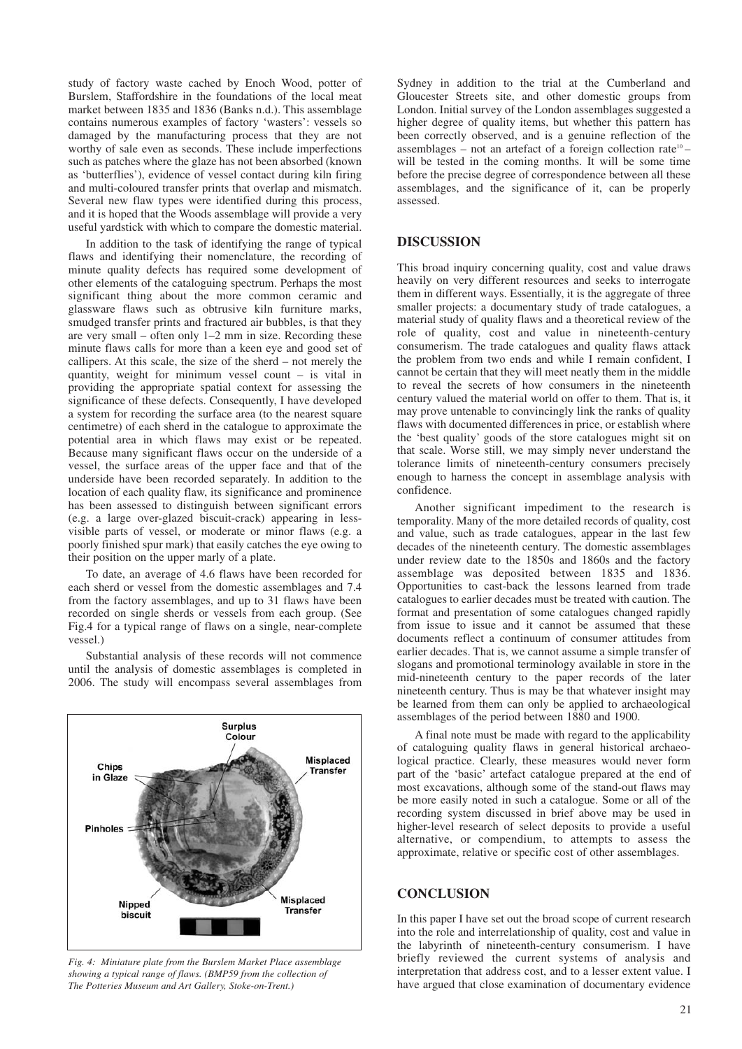study of factory waste cached by Enoch Wood, potter of Burslem, Staffordshire in the foundations of the local meat market between 1835 and 1836 (Banks n.d.). This assemblage contains numerous examples of factory 'wasters': vessels so damaged by the manufacturing process that they are not worthy of sale even as seconds. These include imperfections such as patches where the glaze has not been absorbed (known as 'butterflies'), evidence of vessel contact during kiln firing and multi-coloured transfer prints that overlap and mismatch. Several new flaw types were identified during this process, and it is hoped that the Woods assemblage will provide a very useful yardstick with which to compare the domestic material.

In addition to the task of identifying the range of typical flaws and identifying their nomenclature, the recording of minute quality defects has required some development of other elements of the cataloguing spectrum. Perhaps the most significant thing about the more common ceramic and glassware flaws such as obtrusive kiln furniture marks, smudged transfer prints and fractured air bubbles, is that they are very small – often only 1–2 mm in size. Recording these minute flaws calls for more than a keen eye and good set of callipers. At this scale, the size of the sherd – not merely the quantity, weight for minimum vessel count – is vital in providing the appropriate spatial context for assessing the significance of these defects. Consequently, I have developed a system for recording the surface area (to the nearest square centimetre) of each sherd in the catalogue to approximate the potential area in which flaws may exist or be repeated. Because many significant flaws occur on the underside of a vessel, the surface areas of the upper face and that of the underside have been recorded separately. In addition to the location of each quality flaw, its significance and prominence has been assessed to distinguish between significant errors (e.g. a large over-glazed biscuit-crack) appearing in less-visible parts of vessel, or moderate or minor flaws (e.g. a poorly finished spur mark) that easily catches the eye owing to their position on the upper marly of a plate.

To date, an average of 4.6 flaws have been recorded for each sherd or vessel from the domestic assemblages and 7.4 from the factory assemblages, and up to 31 flaws have been recorded on single sherds or vessels from each group. (See Fig.4 for a typical range of flaws on a single, near-complete vessel.)

Substantial analysis of these records will not commence until the analysis of domestic assemblages is completed in 2006. The study will encompass several assemblages from Sydney in addition to the trial at the Cumberland and Gloucester Streets site, and other domestic groups from London. Initial survey of the London assemblages suggested a higher degree of quality items, but whether this pattern has been correctly observed, and is a genuine reflection of the assemblages – not an artefact of a foreign collection rate[10] – will be tested in the coming months. It will be some time before the precise degree of correspondence between all these assemblages, and the significance of it, can be properly assessed.

*Fig. 4: Miniature plate from the Burslem Market Place assemblage showing a typical range of flaws. (BMP59 from the collection of The Potteries Museum and Art Gallery, Stoke-on-Trent.)*

## DISCUSSION

This broad inquiry concerning quality, cost and value draws heavily on very different resources and seeks to interrogate them in different ways. Essentially, it is the aggregate of three smaller projects: a documentary study of trade catalogues, a material study of quality flaws and a theoretical review of the role of quality, cost and value in nineteenth-century consumerism. The trade catalogues and quality flaws attack the problem from two ends and while I remain confident, I cannot be certain that they will meet neatly them in the middle to reveal the secrets of how consumers in the nineteenth century valued the material world on offer to them. That is, it may prove untenable to convincingly link the ranks of quality flaws with documented differences in price, or establish where the 'best quality' goods of the store catalogues might sit on that scale. Worse still, we may simply never understand the tolerance limits of nineteenth-century consumers precisely enough to harness the concept in assemblage analysis with confidence.

Another significant impediment to the research is temporality. Many of the more detailed records of quality, cost and value, such as trade catalogues, appear in the last few decades of the nineteenth century. The domestic assemblages under review date to the 1850s and 1860s and the factory assemblage was deposited between 1835 and 1836. Opportunities to cast-back the lessons learned from trade catalogues to earlier decades must be treated with caution. The format and presentation of some catalogues changed rapidly from issue to issue and it cannot be assumed that these documents reflect a continuum of consumer attitudes from earlier decades. That is, we cannot assume a simple transfer of slogans and promotional terminology available in store in the mid-nineteenth century to the paper records of the later nineteenth century. Thus is may be that whatever insight may be learned from them can only be applied to archaeological assemblages of the period between 1880 and 1900.

A final note must be made with regard to the applicability of cataloguing quality flaws in general historical archaeological practice. Clearly, these measures would never form part of the 'basic' artefact catalogue prepared at the end of most excavations, although some of the stand-out flaws may be more easily noted in such a catalogue. Some or all of the recording system discussed in brief above may be used in higher-level research of select deposits to provide a useful alternative, or compendium, to attempts to assess the approximate, relative or specific cost of other assemblages.

## CONCLUSION

In this paper I have set out the broad scope of current research into the role and interrelationship of quality, cost and value in the labyrinth of nineteenth-century consumerism. I have briefly reviewed the current systems of analysis and interpretation that address cost, and to a lesser extent value. I have argued that close examination of documentary evidence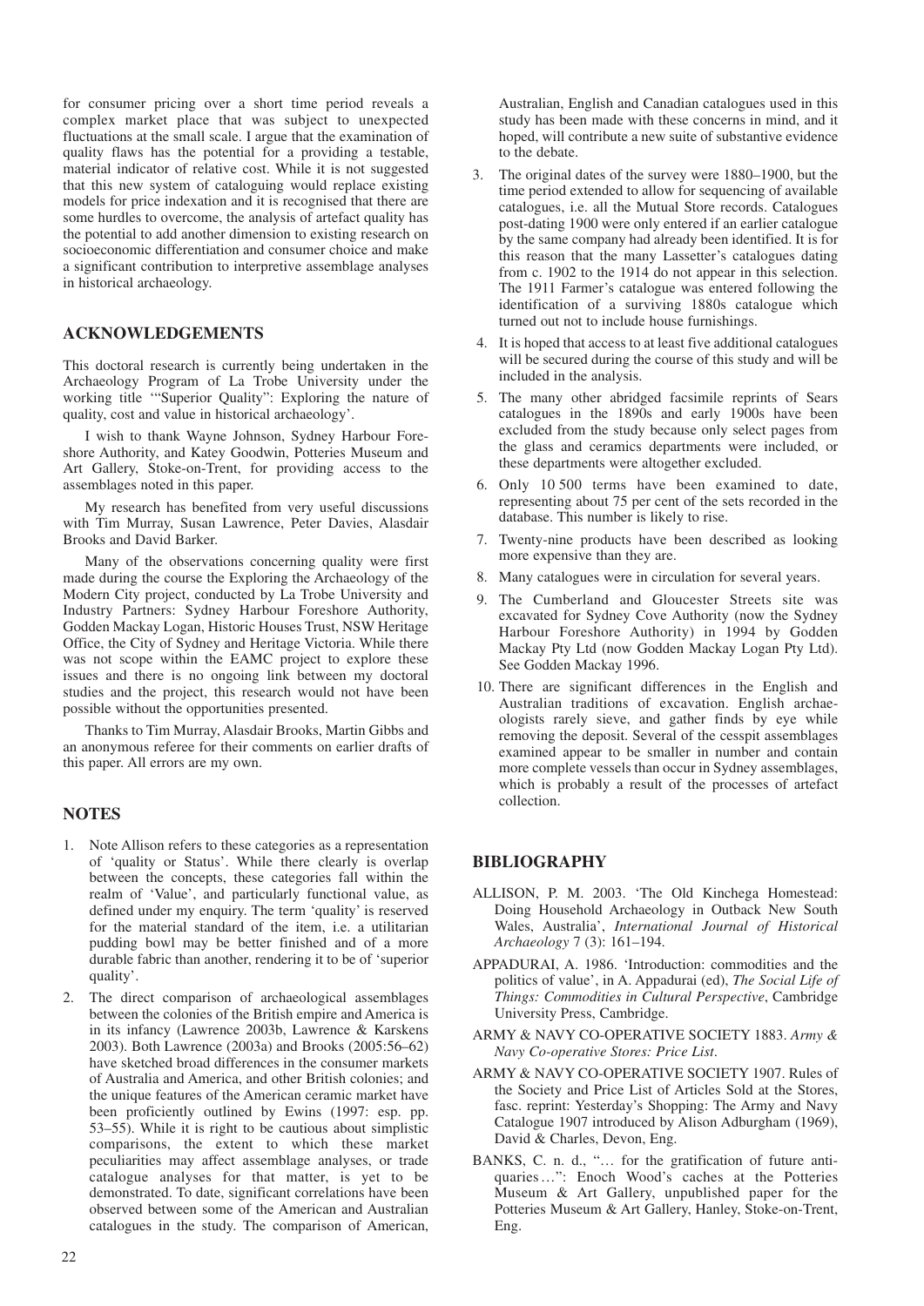for consumer pricing over a short time period reveals a complex market place that was subject to unexpected fluctuations at the small scale. I argue that the examination of quality flaws has the potential for a providing a testable, material indicator of relative cost. While it is not suggested that this new system of cataloguing would replace existing models for price indexation and it is recognised that there are some hurdles to overcome, the analysis of artefact quality has the potential to add another dimension to existing research on socioeconomic differentiation and consumer choice and make a significant contribution to interpretive assemblage analyses in historical archaeology.

## ACKNOWLEDGEMENTS

This doctoral research is currently being undertaken in the Archaeology Program of La Trobe University under the working title '"Superior Quality": Exploring the nature of quality, cost and value in historical archaeology'.

I wish to thank Wayne Johnson, Sydney Harbour Foreshore Authority, and Katey Goodwin, Potteries Museum and Art Gallery, Stoke-on-Trent, for providing access to the assemblages noted in this paper.

My research has benefited from very useful discussions with Tim Murray, Susan Lawrence, Peter Davies, Alasdair Brooks and David Barker.

Many of the observations concerning quality were first made during the course the Exploring the Archaeology of the Modern City project, conducted by La Trobe University and Industry Partners: Sydney Harbour Foreshore Authority, Godden Mackay Logan, Historic Houses Trust, NSW Heritage Office, the City of Sydney and Heritage Victoria. While there was not scope within the EAMC project to explore these issues and there is no ongoing link between my doctoral studies and the project, this research would not have been possible without the opportunities presented.

Thanks to Tim Murray, Alasdair Brooks, Martin Gibbs and an anonymous referee for their comments on earlier drafts of this paper. All errors are my own.

## NOTES

1. Note Allison refers to these categories as a representation of 'quality or Status'. While there clearly is overlap between the concepts, these categories fall within the realm of 'Value', and particularly functional value, as defined under my enquiry. The term 'quality' is reserved for the material standard of the item, i.e. a utilitarian pudding bowl may be better finished and of a more durable fabric than another, rendering it to be of 'superior quality'.
2. The direct comparison of archaeological assemblages between the colonies of the British empire and America is in its infancy (Lawrence 2003b, Lawrence & Karskens 2003). Both Lawrence (2003a) and Brooks (2005:56–62) have sketched broad differences in the consumer markets of Australia and America, and other British colonies; and the unique features of the American ceramic market have been proficiently outlined by Ewins (1997: esp. pp. 53–55). While it is right to be cautious about simplistic comparisons, the extent to which these market peculiarities may affect assemblage analyses, or trade catalogue analyses for that matter, is yet to be demonstrated. To date, significant correlations have been observed between some of the American and Australian catalogues in the study. The comparison of American, Australian, English and Canadian catalogues used in this study has been made with these concerns in mind, and it hoped, will contribute a new suite of substantive evidence to the debate.
3. The original dates of the survey were 1880–1900, but the time period extended to allow for sequencing of available catalogues, i.e. all the Mutual Store records. Catalogues post-dating 1900 were only entered if an earlier catalogue by the same company had already been identified. It is for this reason that the many Lassetter's catalogues dating from c. 1902 to the 1914 do not appear in this selection. The 1911 Farmer's catalogue was entered following the identification of a surviving 1880s catalogue which turned out not to include house furnishings.
4. It is hoped that access to at least five additional catalogues will be secured during the course of this study and will be included in the analysis.
5. The many other abridged facsimile reprints of Sears catalogues in the 1890s and early 1900s have been excluded from the study because only select pages from the glass and ceramics departments were included, or these departments were altogether excluded.
6. Only 10 500 terms have been examined to date, representing about 75 per cent of the sets recorded in the database. This number is likely to rise.
7. Twenty-nine products have been described as looking more expensive than they are.
8. Many catalogues were in circulation for several years.
9. The Cumberland and Gloucester Streets site was excavated for Sydney Cove Authority (now the Sydney Harbour Foreshore Authority) in 1994 by Godden Mackay Pty Ltd (now Godden Mackay Logan Pty Ltd). See Godden Mackay 1996.
10. There are significant differences in the English and Australian traditions of excavation. English archaeologists rarely sieve, and gather finds by eye while removing the deposit. Several of the cesspit assemblages examined appear to be smaller in number and contain more complete vessels than occur in Sydney assemblages, which is probably a result of the processes of artefact collection.

## BIBLIOGRAPHY

ALLISON, P. M. 2003. 'The Old Kinchega Homestead: Doing Household Archaeology in Outback New South Wales, Australia', *International Journal of Historical Archaeology* 7 (3): 161–194.

APPADURAI, A. 1986. 'Introduction: commodities and the politics of value', in A. Appadurai (ed), *The Social Life of Things: Commodities in Cultural Perspective*, Cambridge University Press, Cambridge.

ARMY & NAVY CO-OPERATIVE SOCIETY 1883. *Army & Navy Co-operative Stores: Price List*.

ARMY & NAVY CO-OPERATIVE SOCIETY 1907. Rules of the Society and Price List of Articles Sold at the Stores, fasc. reprint: Yesterday's Shopping: The Army and Navy Catalogue 1907 introduced by Alison Adburgham (1969), David & Charles, Devon, Eng.

BANKS, C. n. d., "… for the gratification of future antiquaries…": Enoch Wood's caches at the Potteries Museum & Art Gallery, unpublished paper for the Potteries Museum & Art Gallery, Hanley, Stoke-on-Trent, Eng.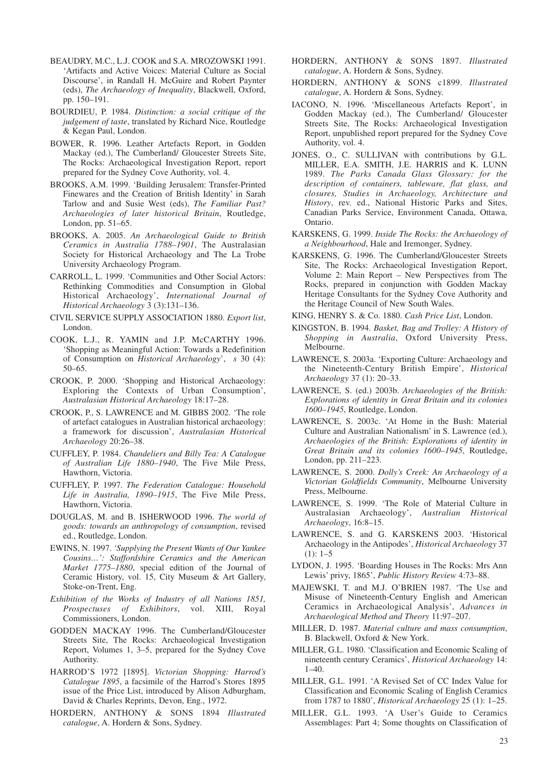BEAUDRY, M.C., L.J. COOK and S.A. MROZOWSKI 1991. 'Artifacts and Active Voices: Material Culture as Social Discourse', in Randall H. McGuire and Robert Paynter (eds), *The Archaeology of Inequality*, Blackwell, Oxford, pp. 150–191.

BOURDIEU, P. 1984. *Distinction: a social critique of the judgement of taste*, translated by Richard Nice, Routledge & Kegan Paul, London.

BOWER, R. 1996. Leather Artefacts Report, in Godden Mackay (ed.), The Cumberland/ Gloucester Streets Site, The Rocks: Archaeological Investigation Report, report prepared for the Sydney Cove Authority, vol. 4.

BROOKS, A.M. 1999. 'Building Jerusalem: Transfer-Printed Finewares and the Creation of British Identity' in Sarah Tarlow and and Susie West (eds), *The Familiar Past? Archaeologies of later historical Britain*, Routledge, London, pp. 51–65.

BROOKS, A. 2005. *An Archaeological Guide to British Ceramics in Australia 1788–1901*, The Australasian Society for Historical Archaeology and The La Trobe University Archaeology Program.

CARROLL, L. 1999. 'Communities and Other Social Actors: Rethinking Commodities and Consumption in Global Historical Archaeology', *International Journal of Historical Archaeology* 3 (3):131–136.

CIVIL SERVICE SUPPLY ASSOCIATION 1880. *Export list*, London.

COOK, L.J., R. YAMIN and J.P. McCARTHY 1996. 'Shopping as Meaningful Action: Towards a Redefinition of Consumption on *Historical Archaeology*', *s* 30 (4): 50–65.

CROOK, P. 2000. 'Shopping and Historical Archaeology: Exploring the Contexts of Urban Consumption', *Australasian Historical Archaeology* 18:17–28.

CROOK, P., S. LAWRENCE and M. GIBBS 2002. 'The role of artefact catalogues in Australian historical archaeology: a framework for discussion', *Australasian Historical Archaeology* 20:26–38.

CUFFLEY, P. 1984. *Chandeliers and Billy Tea: A Catalogue of Australian Life 1880–1940*, The Five Mile Press, Hawthorn, Victoria.

CUFFLEY, P. 1997. *The Federation Catalogue: Household Life in Australia, 1890–1915*, The Five Mile Press, Hawthorn, Victoria.

DOUGLAS, M. and B. ISHERWOOD 1996. *The world of goods: towards an anthropology of consumption*, revised ed., Routledge, London.

EWINS, N. 1997. *'Supplying the Present Wants of Our Yankee Cousins…': Staffordshire Ceramics and the American Market 1775–1880*, special edition of the Journal of Ceramic History, vol. 15, City Museum & Art Gallery, Stoke-on-Trent, Eng.

*Exhibition of the Works of Industry of all Nations 1851, Prospectuses of Exhibitors*, vol. XIII, Royal Commissioners, London.

GODDEN MACKAY 1996. The Cumberland/Gloucester Streets Site, The Rocks: Archaeological Investigation Report, Volumes 1, 3–5, prepared for the Sydney Cove Authority.

HARROD'S 1972 [1895]. *Victorian Shopping: Harrod's Catalogue 1895*, a facsimile of the Harrod's Stores 1895 issue of the Price List, introduced by Alison Adburgham, David & Charles Reprints, Devon, Eng., 1972.

HORDERN, ANTHONY & SONS 1894 *Illustrated catalogue*, A. Hordern & Sons, Sydney.

HORDERN, ANTHONY & SONS 1897. *Illustrated catalogue*, A. Hordern & Sons, Sydney.

HORDERN, ANTHONY & SONS c1899. *Illustrated catalogue*, A. Hordern & Sons, Sydney.

IACONO, N. 1996. 'Miscellaneous Artefacts Report', in Godden Mackay (ed.), The Cumberland/ Gloucester Streets Site, The Rocks: Archaeological Investigation Report, unpublished report prepared for the Sydney Cove Authority, vol. 4.

JONES, O., C. SULLIVAN with contributions by G.L. MILLER, E.A. SMITH, J.E. HARRIS and K. LUNN 1989. *The Parks Canada Glass Glossary: for the description of containers, tableware, flat glass, and closures, Studies in Archaeology, Architecture and History*, rev. ed., National Historic Parks and Sites, Canadian Parks Service, Environment Canada, Ottawa, Ontario.

KARSKENS, G. 1999. *Inside The Rocks: the Archaeology of a Neighbourhood*, Hale and Iremonger, Sydney.

KARSKENS, G. 1996. The Cumberland/Gloucester Streets Site, The Rocks: Archaeological Investigation Report, Volume 2: Main Report – New Perspectives from The Rocks, prepared in conjunction with Godden Mackay Heritage Consultants for the Sydney Cove Authority and the Heritage Council of New South Wales.

KING, HENRY S. & Co. 1880. *Cash Price List*, London.

KINGSTON, B. 1994. *Basket, Bag and Trolley: A History of Shopping in Australia*, Oxford University Press, Melbourne.

LAWRENCE, S. 2003a. 'Exporting Culture: Archaeology and the Nineteenth-Century British Empire', *Historical Archaeology* 37 (1): 20–33.

LAWRENCE, S. (ed.) 2003b. *Archaeologies of the British: Explorations of identity in Great Britain and its colonies 1600–1945*, Routledge, London.

LAWRENCE, S. 2003c. 'At Home in the Bush: Material Culture and Australian Nationalism' in S. Lawrence (ed.), *Archaeologies of the British: Explorations of identity in Great Britain and its colonies 1600–1945*, Routledge, London, pp. 211–223.

LAWRENCE, S. 2000. *Dolly's Creek: An Archaeology of a Victorian Goldfields Community*, Melbourne University Press, Melbourne.

LAWRENCE, S. 1999. 'The Role of Material Culture in Australasian Archaeology', *Australian Historical Archaeology*, 16:8–15.

LAWRENCE, S. and G. KARSKENS 2003. 'Historical Archaeology in the Antipodes', *Historical Archaeology* 37 (1): 1–5

LYDON, J. 1995. 'Boarding Houses in The Rocks: Mrs Ann Lewis' privy, 1865', *Public History Review* 4:73–88.

MAJEWSKI, T. and M.J. O'BRIEN 1987. 'The Use and Misuse of Nineteenth-Century English and American Ceramics in Archaeological Analysis', *Advances in Archaeological Method and Theory* 11:97–207.

MILLER, D. 1987. *Material culture and mass consumption*, B. Blackwell, Oxford & New York.

MILLER, G.L. 1980. 'Classification and Economic Scaling of nineteenth century Ceramics', *Historical Archaeology* 14: 1–40.

MILLER, G.L. 1991. 'A Revised Set of CC Index Value for Classification and Economic Scaling of English Ceramics from 1787 to 1880', *Historical Archaeology* 25 (1): 1–25.

MILLER, G.L. 1993. 'A User's Guide to Ceramics Assemblages: Part 4; Some thoughts on Classification of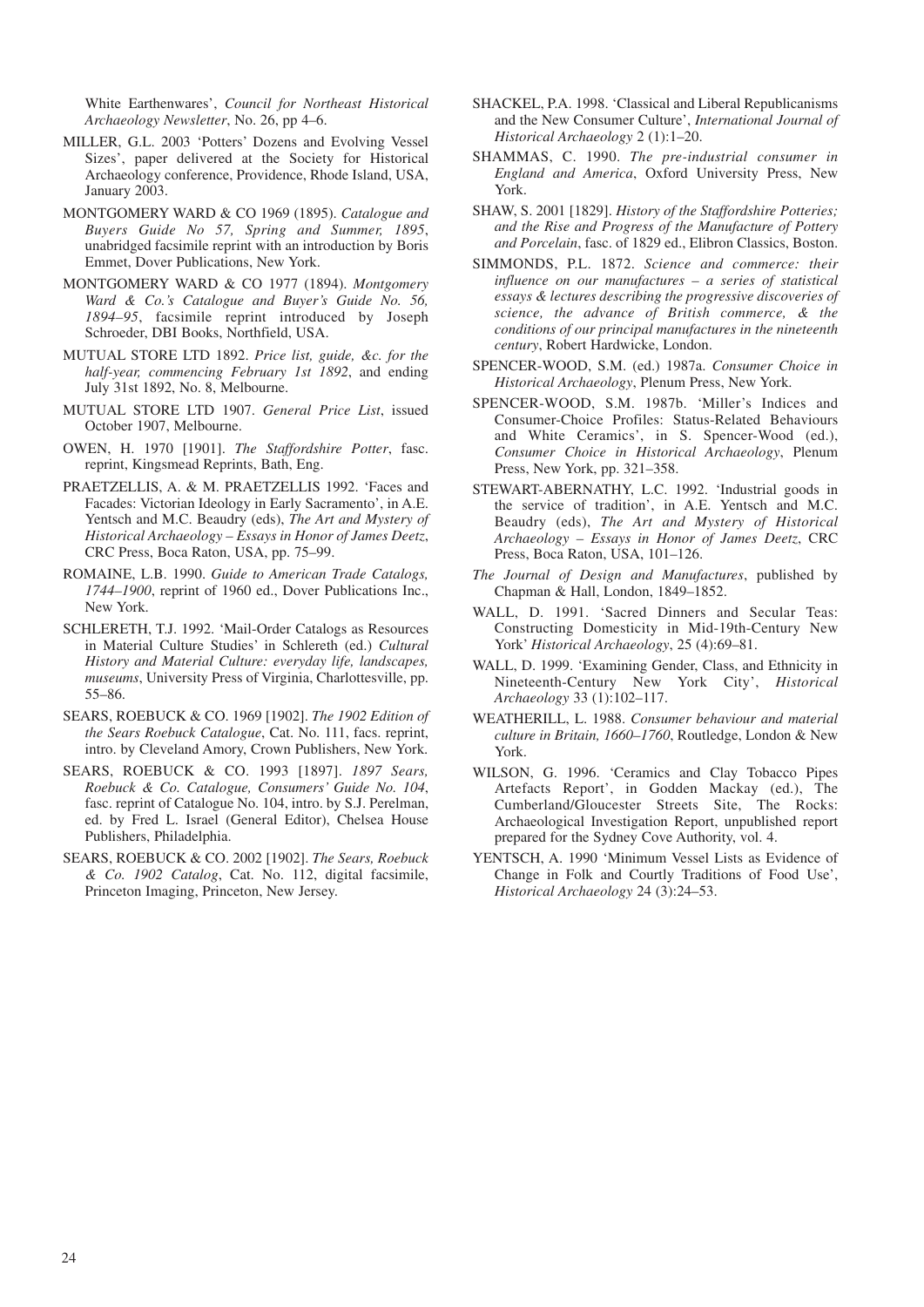White Earthenwares', *Council for Northeast Historical Archaeology Newsletter*, No. 26, pp 4–6.

MILLER, G.L. 2003 'Potters' Dozens and Evolving Vessel Sizes', paper delivered at the Society for Historical Archaeology conference, Providence, Rhode Island, USA, January 2003.

MONTGOMERY WARD & CO 1969 (1895). *Catalogue and Buyers Guide No 57, Spring and Summer, 1895*, unabridged facsimile reprint with an introduction by Boris Emmet, Dover Publications, New York.

MONTGOMERY WARD & CO 1977 (1894). *Montgomery Ward & Co.'s Catalogue and Buyer's Guide No. 56, 1894–95*, facsimile reprint introduced by Joseph Schroeder, DBI Books, Northfield, USA.

MUTUAL STORE LTD 1892. *Price list, guide, &c. for the half-year, commencing February 1st 1892*, and ending July 31st 1892, No. 8, Melbourne.

MUTUAL STORE LTD 1907. *General Price List*, issued October 1907, Melbourne.

OWEN, H. 1970 [1901]. *The Staffordshire Potter*, fasc. reprint, Kingsmead Reprints, Bath, Eng.

PRAETZELLIS, A. & M. PRAETZELLIS 1992. 'Faces and Facades: Victorian Ideology in Early Sacramento', in A.E. Yentsch and M.C. Beaudry (eds), *The Art and Mystery of Historical Archaeology – Essays in Honor of James Deetz*, CRC Press, Boca Raton, USA, pp. 75–99.

ROMAINE, L.B. 1990. *Guide to American Trade Catalogs, 1744–1900*, reprint of 1960 ed., Dover Publications Inc., New York.

SCHLERETH, T.J. 1992. 'Mail-Order Catalogs as Resources in Material Culture Studies' in Schlereth (ed.) *Cultural History and Material Culture: everyday life, landscapes, museums*, University Press of Virginia, Charlottesville, pp. 55–86.

SEARS, ROEBUCK & CO. 1969 [1902]. *The 1902 Edition of the Sears Roebuck Catalogue*, Cat. No. 111, facs. reprint, intro. by Cleveland Amory, Crown Publishers, New York.

SEARS, ROEBUCK & CO. 1993 [1897]. *1897 Sears, Roebuck & Co. Catalogue, Consumers' Guide No. 104*, fasc. reprint of Catalogue No. 104, intro. by S.J. Perelman, ed. by Fred L. Israel (General Editor), Chelsea House Publishers, Philadelphia.

SEARS, ROEBUCK & CO. 2002 [1902]. *The Sears, Roebuck & Co. 1902 Catalog*, Cat. No. 112, digital facsimile, Princeton Imaging, Princeton, New Jersey.

SHACKEL, P.A. 1998. 'Classical and Liberal Republicanisms and the New Consumer Culture', *International Journal of Historical Archaeology* 2 (1):1–20.

SHAMMAS, C. 1990. *The pre-industrial consumer in England and America*, Oxford University Press, New York.

SHAW, S. 2001 [1829]. *History of the Staffordshire Potteries; and the Rise and Progress of the Manufacture of Pottery and Porcelain*, fasc. of 1829 ed., Elibron Classics, Boston.

SIMMONDS, P.L. 1872. *Science and commerce: their influence on our manufactures – a series of statistical essays & lectures describing the progressive discoveries of science, the advance of British commerce, & the conditions of our principal manufactures in the nineteenth century*, Robert Hardwicke, London.

SPENCER-WOOD, S.M. (ed.) 1987a. *Consumer Choice in Historical Archaeology*, Plenum Press, New York.

SPENCER-WOOD, S.M. 1987b. 'Miller's Indices and Consumer-Choice Profiles: Status-Related Behaviours and White Ceramics', in S. Spencer-Wood (ed.), *Consumer Choice in Historical Archaeology*, Plenum Press, New York, pp. 321–358.

STEWART-ABERNATHY, L.C. 1992. 'Industrial goods in the service of tradition', in A.E. Yentsch and M.C. Beaudry (eds), *The Art and Mystery of Historical Archaeology – Essays in Honor of James Deetz*, CRC Press, Boca Raton, USA, 101–126.

*The Journal of Design and Manufactures*, published by Chapman & Hall, London, 1849–1852.

WALL, D. 1991. 'Sacred Dinners and Secular Teas: Constructing Domesticity in Mid-19th-Century New York' *Historical Archaeology*, 25 (4):69–81.

WALL, D. 1999. 'Examining Gender, Class, and Ethnicity in Nineteenth-Century New York City', *Historical Archaeology* 33 (1):102–117.

WEATHERILL, L. 1988. *Consumer behaviour and material culture in Britain, 1660–1760*, Routledge, London & New York.

WILSON, G. 1996. 'Ceramics and Clay Tobacco Pipes Artefacts Report', in Godden Mackay (ed.), The Cumberland/Gloucester Streets Site, The Rocks: Archaeological Investigation Report, unpublished report prepared for the Sydney Cove Authority, vol. 4.

YENTSCH, A. 1990 'Minimum Vessel Lists as Evidence of Change in Folk and Courtly Traditions of Food Use', *Historical Archaeology* 24 (3):24–53.